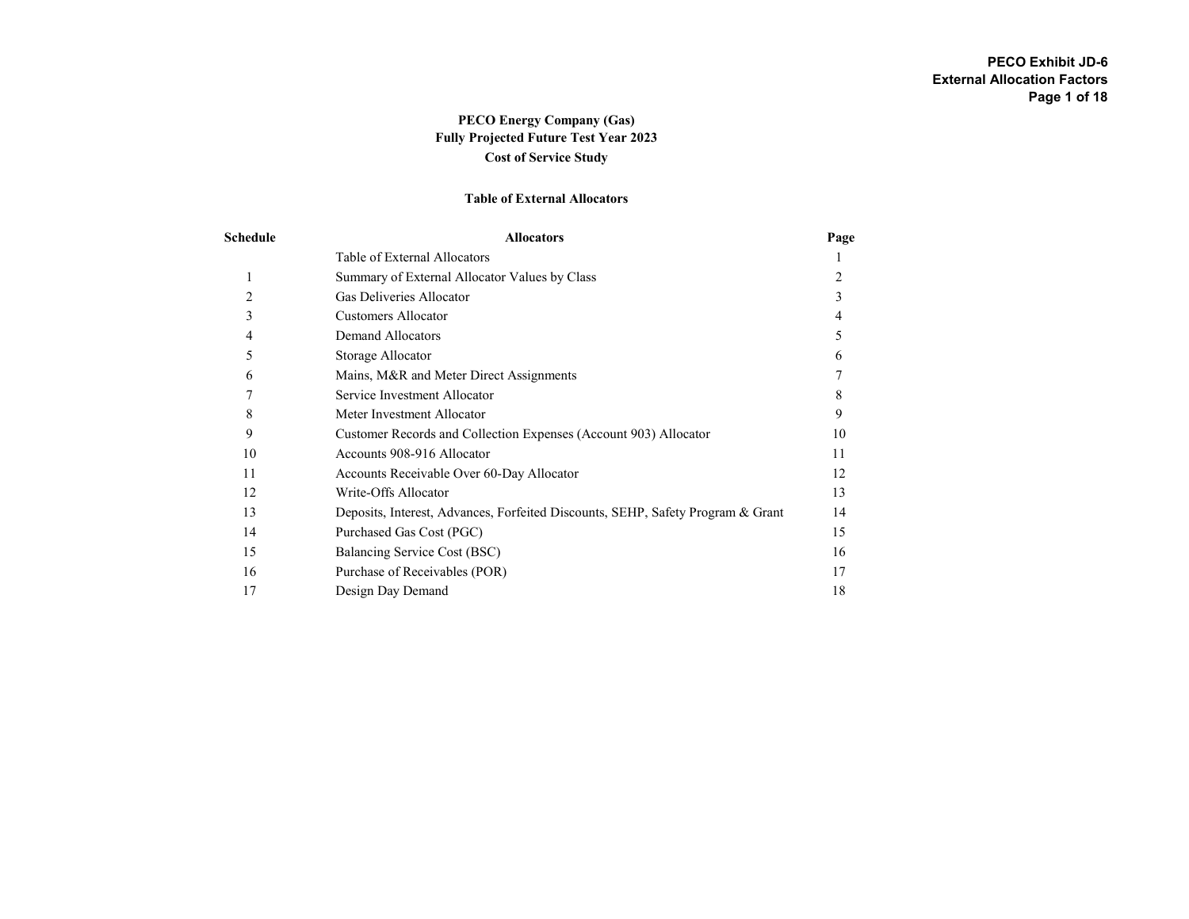**PECO Exhibit JD-6**
**External Allocation Factors**

## PECO Energy Company (Gas)
## Fully Projected Future Test Year 2023
## Cost of Service Study

### Table of External Allocators

| Schedule | Allocators | Page |
|---|---|---|
| | Table of External Allocators | 1 |
| 1 | Summary of External Allocator Values by Class | 2 |
| 2 | Gas Deliveries Allocator | 3 |
| 3 | Customers Allocator | 4 |
| 4 | Demand Allocators | 5 |
| 5 | Storage Allocator | 6 |
| 6 | Mains, M&R and Meter Direct Assignments | 7 |
| 7 | Service Investment Allocator | 8 |
| 8 | Meter Investment Allocator | 9 |
| 9 | Customer Records and Collection Expenses (Account 903) Allocator | 10 |
| 10 | Accounts 908-916 Allocator | 11 |
| 11 | Accounts Receivable Over 60-Day Allocator | 12 |
| 12 | Write-Offs Allocator | 13 |
| 13 | Deposits, Interest, Advances, Forfeited Discounts, SEHP, Safety Program & Grant | 14 |
| 14 | Purchased Gas Cost (PGC) | 15 |
| 15 | Balancing Service Cost (BSC) | 16 |
| 16 | Purchase of Receivables (POR) | 17 |
| 17 | Design Day Demand | 18 |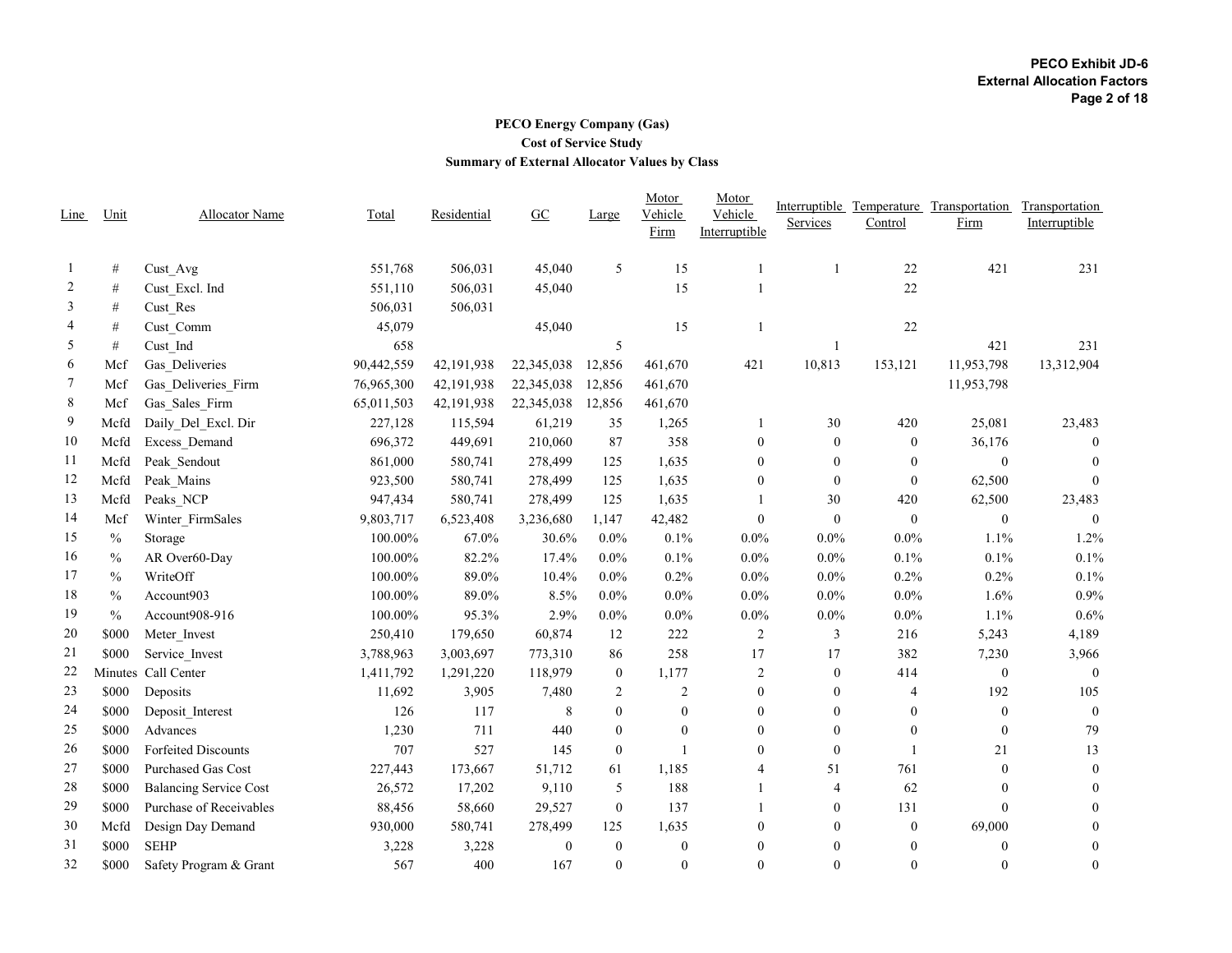**PECO Exhibit JD-6**
**External Allocation Factors**

### PECO Energy Company (Gas)
### Cost of Service Study
### Summary of External Allocator Values by Class

| Line | Unit | Allocator Name | Total | Residential | GC | Large | Motor Vehicle Firm | Motor Vehicle Interruptible | Interruptible Services | Temperature Control | Transportation Firm | Transportation Interruptible |
|---|---|---|---|---|---|---|---|---|---|---|---|---|
| 1 | # | Cust_Avg | 551,768 | 506,031 | 45,040 | 5 | 15 | 1 | 1 | 22 | 421 | 231 |
| 2 | # | Cust_Excl. Ind | 551,110 | 506,031 | 45,040 | | 15 | 1 | | 22 | | |
| 3 | # | Cust_Res | 506,031 | 506,031 | | | | | | | | |
| 4 | # | Cust_Comm | 45,079 | | 45,040 | | 15 | 1 | | 22 | | |
| 5 | # | Cust_Ind | 658 | | | 5 | | | 1 | | 421 | 231 |
| 6 | Mcf | Gas_Deliveries | 90,442,559 | 42,191,938 | 22,345,038 | 12,856 | 461,670 | 421 | 10,813 | 153,121 | 11,953,798 | 13,312,904 |
| 7 | Mcf | Gas_Deliveries_Firm | 76,965,300 | 42,191,938 | 22,345,038 | 12,856 | 461,670 | | | | 11,953,798 | |
| 8 | Mcf | Gas_Sales_Firm | 65,011,503 | 42,191,938 | 22,345,038 | 12,856 | 461,670 | | | | | |
| 9 | Mcfd | Daily_Del_Excl. Dir | 227,128 | 115,594 | 61,219 | 35 | 1,265 | 1 | 30 | 420 | 25,081 | 23,483 |
| 10 | Mcfd | Excess_Demand | 696,372 | 449,691 | 210,060 | 87 | 358 | 0 | 0 | 0 | 36,176 | 0 |
| 11 | Mcfd | Peak_Sendout | 861,000 | 580,741 | 278,499 | 125 | 1,635 | 0 | 0 | 0 | 0 | 0 |
| 12 | Mcfd | Peak_Mains | 923,500 | 580,741 | 278,499 | 125 | 1,635 | 0 | 0 | 0 | 62,500 | 0 |
| 13 | Mcfd | Peaks_NCP | 947,434 | 580,741 | 278,499 | 125 | 1,635 | 1 | 30 | 420 | 62,500 | 23,483 |
| 14 | Mcf | Winter_FirmSales | 9,803,717 | 6,523,408 | 3,236,680 | 1,147 | 42,482 | 0 | 0 | 0 | 0 | 0 |
| 15 | % | Storage | 100.00% | 67.0% | 30.6% | 0.0% | 0.1% | 0.0% | 0.0% | 0.0% | 1.1% | 1.2% |
| 16 | % | AR Over60-Day | 100.00% | 82.2% | 17.4% | 0.0% | 0.1% | 0.0% | 0.0% | 0.1% | 0.1% | 0.1% |
| 17 | % | WriteOff | 100.00% | 89.0% | 10.4% | 0.0% | 0.2% | 0.0% | 0.0% | 0.2% | 0.2% | 0.1% |
| 18 | % | Account903 | 100.00% | 89.0% | 8.5% | 0.0% | 0.0% | 0.0% | 0.0% | 0.0% | 1.6% | 0.9% |
| 19 | % | Account908-916 | 100.00% | 95.3% | 2.9% | 0.0% | 0.0% | 0.0% | 0.0% | 0.0% | 1.1% | 0.6% |
| 20 | $000 | Meter_Invest | 250,410 | 179,650 | 60,874 | 12 | 222 | 2 | 3 | 216 | 5,243 | 4,189 |
| 21 | $000 | Service_Invest | 3,788,963 | 3,003,697 | 773,310 | 86 | 258 | 17 | 17 | 382 | 7,230 | 3,966 |
| 22 | Minutes | Call Center | 1,411,792 | 1,291,220 | 118,979 | 0 | 1,177 | 2 | 0 | 414 | 0 | 0 |
| 23 | $000 | Deposits | 11,692 | 3,905 | 7,480 | 2 | 2 | 0 | 0 | 4 | 192 | 105 |
| 24 | $000 | Deposit_Interest | 126 | 117 | 8 | 0 | 0 | 0 | 0 | 0 | 0 | 0 |
| 25 | $000 | Advances | 1,230 | 711 | 440 | 0 | 0 | 0 | 0 | 0 | 0 | 79 |
| 26 | $000 | Forfeited Discounts | 707 | 527 | 145 | 0 | 1 | 0 | 0 | 1 | 21 | 13 |
| 27 | $000 | Purchased Gas Cost | 227,443 | 173,667 | 51,712 | 61 | 1,185 | 4 | 51 | 761 | 0 | 0 |
| 28 | $000 | Balancing Service Cost | 26,572 | 17,202 | 9,110 | 5 | 188 | 1 | 4 | 62 | 0 | 0 |
| 29 | $000 | Purchase of Receivables | 88,456 | 58,660 | 29,527 | 0 | 137 | 1 | 0 | 131 | 0 | 0 |
| 30 | Mcfd | Design Day Demand | 930,000 | 580,741 | 278,499 | 125 | 1,635 | 0 | 0 | 0 | 69,000 | 0 |
| 31 | $000 | SEHP | 3,228 | 3,228 | 0 | 0 | 0 | 0 | 0 | 0 | 0 | 0 |
| 32 | $000 | Safety Program & Grant | 567 | 400 | 167 | 0 | 0 | 0 | 0 | 0 | 0 | 0 |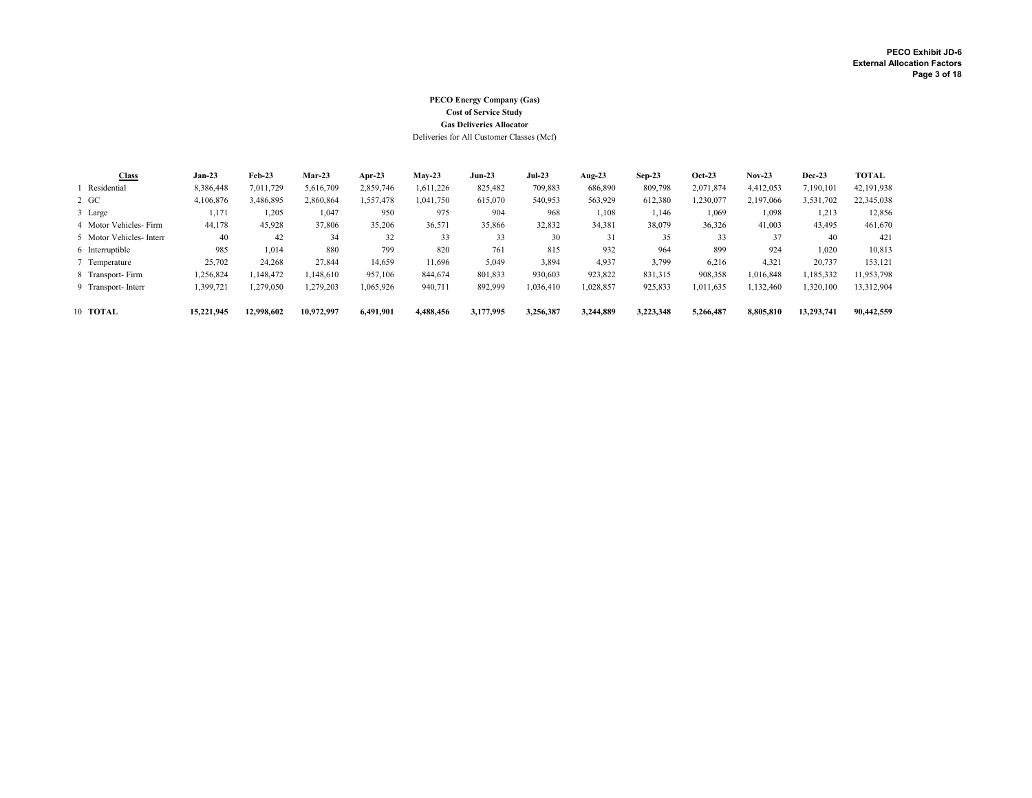**PECO Exhibit JD-6**
**External Allocation Factors**

**PECO Energy Company (Gas)**
**Cost of Service Study**
**Gas Deliveries Allocator**
Deliveries for All Customer Classes (Mcf)

| | Class | Jan-23 | Feb-23 | Mar-23 | Apr-23 | May-23 | Jun-23 | Jul-23 | Aug-23 | Sep-23 | Oct-23 | Nov-23 | Dec-23 | TOTAL |
|---|---|---|---|---|---|---|---|---|---|---|---|---|---|---|
| 1 | Residential | 8,386,448 | 7,011,729 | 5,616,709 | 2,859,746 | 1,611,226 | 825,482 | 709,883 | 686,890 | 809,798 | 2,071,874 | 4,412,053 | 7,190,101 | 42,191,938 |
| 2 | GC | 4,106,876 | 3,486,895 | 2,860,864 | 1,557,478 | 1,041,750 | 615,070 | 540,953 | 563,929 | 612,380 | 1,230,077 | 2,197,066 | 3,531,702 | 22,345,038 |
| 3 | Large | 1,171 | 1,205 | 1,047 | 950 | 975 | 904 | 968 | 1,108 | 1,146 | 1,069 | 1,098 | 1,213 | 12,856 |
| 4 | Motor Vehicles- Firm | 44,178 | 45,928 | 37,806 | 35,206 | 36,571 | 35,866 | 32,832 | 34,381 | 38,079 | 36,326 | 41,003 | 43,495 | 461,670 |
| 5 | Motor Vehicles- Interr | 40 | 42 | 34 | 32 | 33 | 33 | 30 | 31 | 35 | 33 | 37 | 40 | 421 |
| 6 | Interruptible | 985 | 1,014 | 880 | 799 | 820 | 761 | 815 | 932 | 964 | 899 | 924 | 1,020 | 10,813 |
| 7 | Temperature | 25,702 | 24,268 | 27,844 | 14,659 | 11,696 | 5,049 | 3,894 | 4,937 | 3,799 | 6,216 | 4,321 | 20,737 | 153,121 |
| 8 | Transport- Firm | 1,256,824 | 1,148,472 | 1,148,610 | 957,106 | 844,674 | 801,833 | 930,603 | 923,822 | 831,315 | 908,358 | 1,016,848 | 1,185,332 | 11,953,798 |
| 9 | Transport- Interr | 1,399,721 | 1,279,050 | 1,279,203 | 1,065,926 | 940,711 | 892,999 | 1,036,410 | 1,028,857 | 925,833 | 1,011,635 | 1,132,460 | 1,320,100 | 13,312,904 |
| 10 | **TOTAL** | **15,221,945** | **12,998,602** | **10,972,997** | **6,491,901** | **4,488,456** | **3,177,995** | **3,256,387** | **3,244,889** | **3,223,348** | **5,266,487** | **8,805,810** | **13,293,741** | **90,442,559** |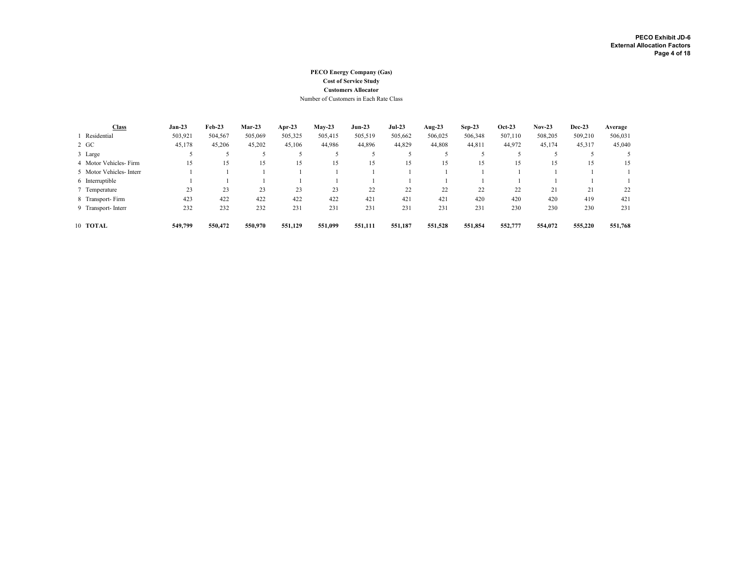PECO Exhibit JD-6
External Allocation Factors

**PECO Energy Company (Gas)**
**Cost of Service Study**
**Customers Allocator**
Number of Customers in Each Rate Class

| | Class | Jan-23 | Feb-23 | Mar-23 | Apr-23 | May-23 | Jun-23 | Jul-23 | Aug-23 | Sep-23 | Oct-23 | Nov-23 | Dec-23 | Average |
|---|---|---|---|---|---|---|---|---|---|---|---|---|---|---|
| 1 | Residential | 503,921 | 504,567 | 505,069 | 505,325 | 505,415 | 505,519 | 505,662 | 506,025 | 506,348 | 507,110 | 508,205 | 509,210 | 506,031 |
| 2 | GC | 45,178 | 45,206 | 45,202 | 45,106 | 44,986 | 44,896 | 44,829 | 44,808 | 44,811 | 44,972 | 45,174 | 45,317 | 45,040 |
| 3 | Large | 5 | 5 | 5 | 5 | 5 | 5 | 5 | 5 | 5 | 5 | 5 | 5 | 5 |
| 4 | Motor Vehicles- Firm | 15 | 15 | 15 | 15 | 15 | 15 | 15 | 15 | 15 | 15 | 15 | 15 | 15 |
| 5 | Motor Vehicles- Interr | 1 | 1 | 1 | 1 | 1 | 1 | 1 | 1 | 1 | 1 | 1 | 1 | 1 |
| 6 | Interruptible | 1 | 1 | 1 | 1 | 1 | 1 | 1 | 1 | 1 | 1 | 1 | 1 | 1 |
| 7 | Temperature | 23 | 23 | 23 | 23 | 23 | 22 | 22 | 22 | 22 | 22 | 21 | 21 | 22 |
| 8 | Transport- Firm | 423 | 422 | 422 | 422 | 422 | 421 | 421 | 421 | 420 | 420 | 420 | 419 | 421 |
| 9 | Transport- Interr | 232 | 232 | 232 | 231 | 231 | 231 | 231 | 231 | 231 | 230 | 230 | 230 | 231 |
| 10 | **TOTAL** | **549,799** | **550,472** | **550,970** | **551,129** | **551,099** | **551,111** | **551,187** | **551,528** | **551,854** | **552,777** | **554,072** | **555,220** | **551,768** |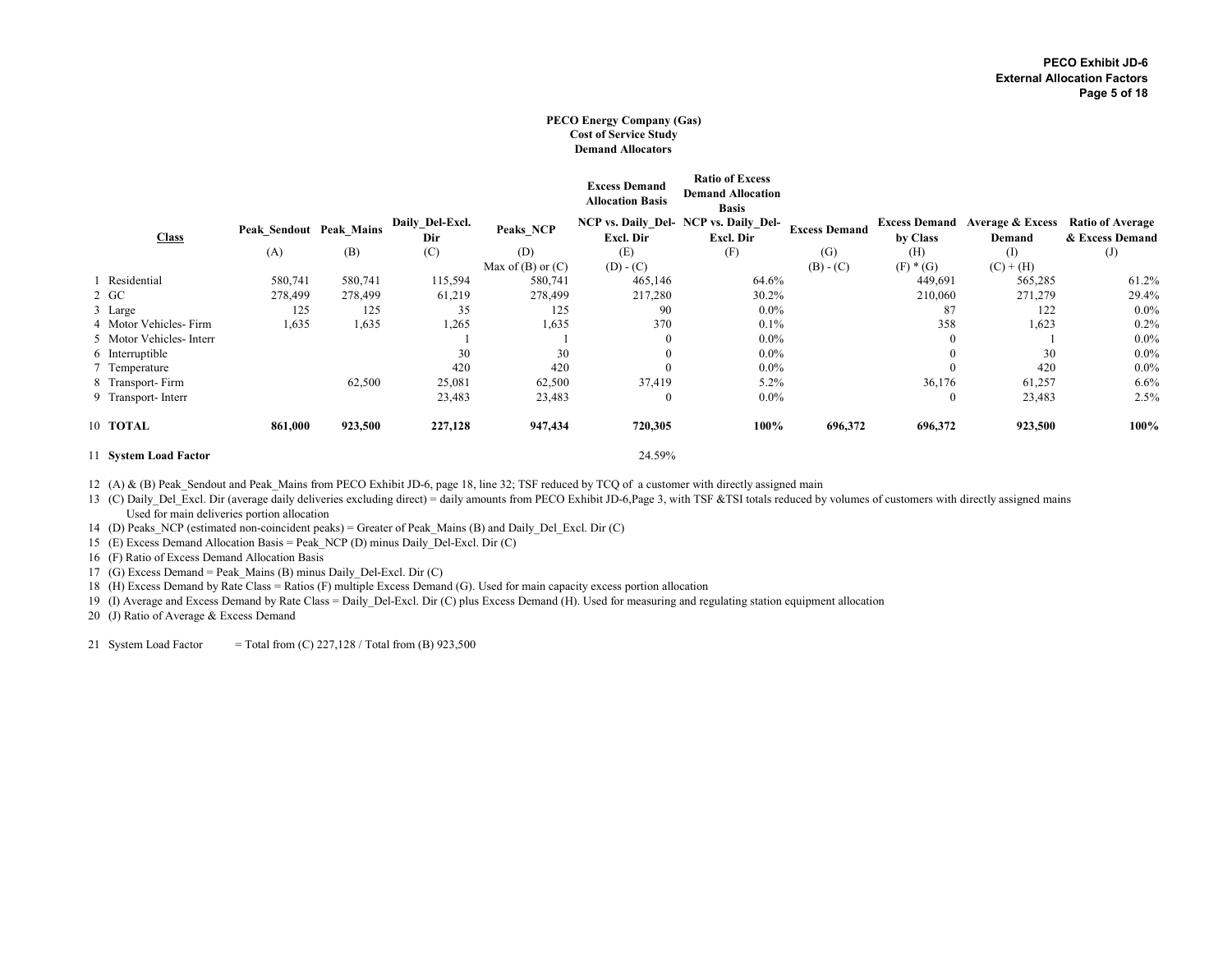**PECO Exhibit JD-6**
**External Allocation Factors**

**PECO Energy Company (Gas)**
**Cost of Service Study**
**Demand Allocators**

| | Class | Peak_Sendout | Peak_Mains | Daily_Del-Excl. Dir | Peaks_NCP | Excess Demand Allocation Basis NCP vs. Daily_Del-Excl. Dir | Ratio of Excess Demand Allocation Basis NCP vs. Daily_Del-Excl. Dir | Excess Demand | Excess Demand by Class | Average & Excess Demand | Ratio of Average & Excess Demand |
|---|---|---|---|---|---|---|---|---|---|---|---|
| | | (A) | (B) | (C) | (D) | (E) | (F) | (G) | (H) | (I) | (J) |
| | | | | | Max of (B) or (C) | (D) - (C) | | (B) - (C) | (F) * (G) | (C) + (H) | |
| 1 | Residential | 580,741 | 580,741 | 115,594 | 580,741 | 465,146 | 64.6% | | 449,691 | 565,285 | 61.2% |
| 2 | GC | 278,499 | 278,499 | 61,219 | 278,499 | 217,280 | 30.2% | | 210,060 | 271,279 | 29.4% |
| 3 | Large | 125 | 125 | 35 | 125 | 90 | 0.0% | | 87 | 122 | 0.0% |
| 4 | Motor Vehicles- Firm | 1,635 | 1,635 | 1,265 | 1,635 | 370 | 0.1% | | 358 | 1,623 | 0.2% |
| 5 | Motor Vehicles- Interr | | | 1 | 1 | 0 | 0.0% | | 0 | 1 | 0.0% |
| 6 | Interruptible | | | 30 | 30 | 0 | 0.0% | | 0 | 30 | 0.0% |
| 7 | Temperature | | | 420 | 420 | 0 | 0.0% | | 0 | 420 | 0.0% |
| 8 | Transport- Firm | | 62,500 | 25,081 | 62,500 | 37,419 | 5.2% | | 36,176 | 61,257 | 6.6% |
| 9 | Transport- Interr | | | 23,483 | 23,483 | 0 | 0.0% | | 0 | 23,483 | 2.5% |
| 10 | **TOTAL** | **861,000** | **923,500** | **227,128** | **947,434** | **720,305** | **100%** | **696,372** | **696,372** | **923,500** | **100%** |
| 11 | **System Load Factor** | | | | | 24.59% | | | | | |

12 (A) & (B) Peak_Sendout and Peak_Mains from PECO Exhibit JD-6, page 18, line 32; TSF reduced by TCQ of a customer with directly assigned main

13 (C) Daily_Del_Excl. Dir (average daily deliveries excluding direct) = daily amounts from PECO Exhibit JD-6,Page 3, with TSF &TSI totals reduced by volumes of customers with directly assigned mains
Used for main deliveries portion allocation

14 (D) Peaks_NCP (estimated non-coincident peaks) = Greater of Peak_Mains (B) and Daily_Del_Excl. Dir (C)

15 (E) Excess Demand Allocation Basis = Peak_NCP (D) minus Daily_Del-Excl. Dir (C)

16 (F) Ratio of Excess Demand Allocation Basis

17 (G) Excess Demand = Peak_Mains (B) minus Daily_Del-Excl. Dir (C)

18 (H) Excess Demand by Rate Class = Ratios (F) multiple Excess Demand (G). Used for main capacity excess portion allocation

19 (I) Average and Excess Demand by Rate Class = Daily_Del-Excl. Dir (C) plus Excess Demand (H). Used for measuring and regulating station equipment allocation

20 (J) Ratio of Average & Excess Demand

21 System Load Factor = Total from (C) 227,128 / Total from (B) 923,500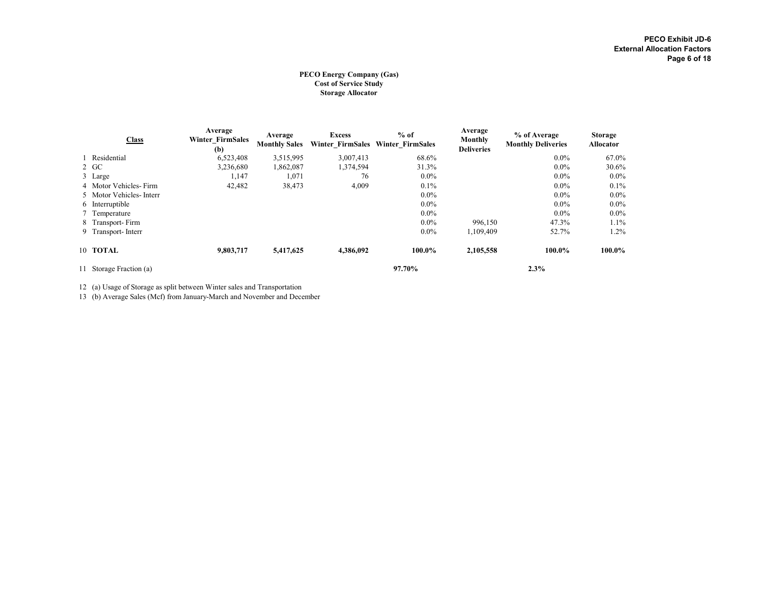**PECO Exhibit JD-6**
**External Allocation Factors**

**PECO Energy Company (Gas)**
**Cost of Service Study**
**Storage Allocator**

| | Class | Average Winter_FirmSales (b) | Average Monthly Sales | Excess Winter_FirmSales | % of Winter_FirmSales | Average Monthly Deliveries | % of Average Monthly Deliveries | Storage Allocator |
|---|---|---|---|---|---|---|---|---|
| 1 | Residential | 6,523,408 | 3,515,995 | 3,007,413 | 68.6% | | 0.0% | 67.0% |
| 2 | GC | 3,236,680 | 1,862,087 | 1,374,594 | 31.3% | | 0.0% | 30.6% |
| 3 | Large | 1,147 | 1,071 | 76 | 0.0% | | 0.0% | 0.0% |
| 4 | Motor Vehicles- Firm | 42,482 | 38,473 | 4,009 | 0.1% | | 0.0% | 0.1% |
| 5 | Motor Vehicles- Interr | | | | 0.0% | | 0.0% | 0.0% |
| 6 | Interruptible | | | | 0.0% | | 0.0% | 0.0% |
| 7 | Temperature | | | | 0.0% | | 0.0% | 0.0% |
| 8 | Transport- Firm | | | | 0.0% | 996,150 | 47.3% | 1.1% |
| 9 | Transport- Interr | | | | 0.0% | 1,109,409 | 52.7% | 1.2% |
| 10 | **TOTAL** | **9,803,717** | **5,417,625** | **4,386,092** | **100.0%** | **2,105,558** | **100.0%** | **100.0%** |
| 11 | Storage Fraction (a) | | | | **97.70%** | | **2.3%** | |

12 (a) Usage of Storage as split between Winter sales and Transportation

13 (b) Average Sales (Mcf) from January-March and November and December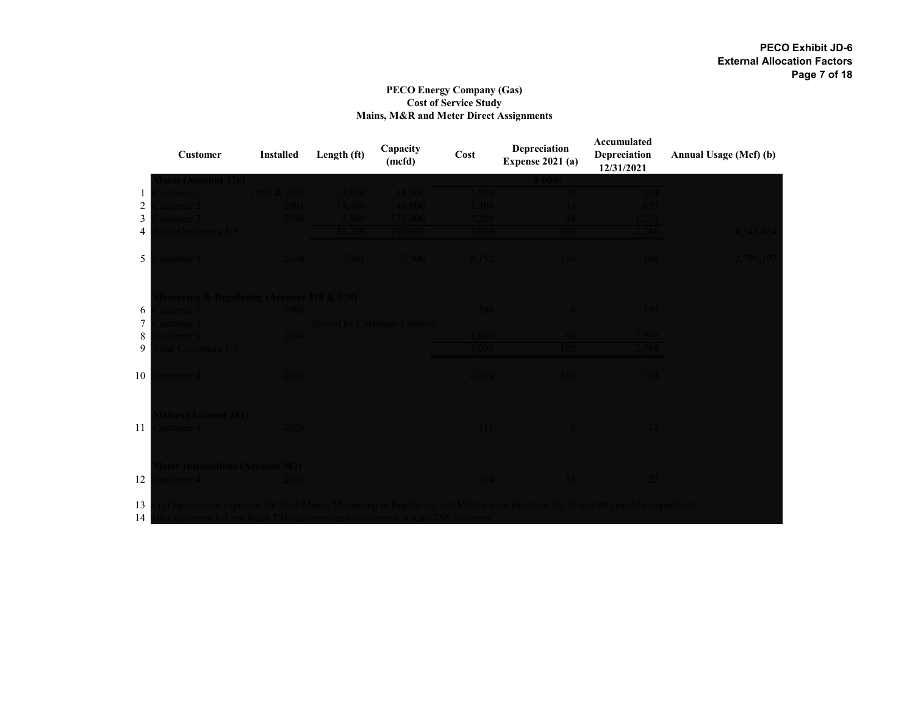**PECO Exhibit JD-6**
**External Allocation Factors**

**PECO Energy Company (Gas)**
**Cost of Service Study**
**Mains, M&R and Meter Direct Assignments**

| | Customer | Installed | Length (ft) | Capacity (mcfd) | Cost | Depreciation Expense 2021 (a) | Accumulated Depreciation 12/31/2021 | Annual Usage (Mcf) (b) |
|---|---|---|---|---|---|---|---|---|
| | **Mains (Account 376)** | | | | | $ 000s | | |
| 1 | Customer 1 | 1988 & 2015 | 13,900 | 14,000 | 1,570 | 22 | 354 | |
| 2 | Customer 2 | 2001 | 14,400 | 48,000 | 2,300 | 33 | 657 | |
| 3 | Customer 3 | 1994 | 4,900 | 133,000 | 3,200 | 46 | 1,235 | |
| 4 | Total Customers 1-3 | | 33,200 | 195,000 | 7,070 | 101 | 2,246 | 4,741,484 |
| 5 | Customer 4 | 2020 | 7,301 | 7,500 | 8,152 | 116 | 169 | 2,799,197 |
| | **Measuring & Regulating (Account 378 & 379)** | | | | | | | |
| 6 | Customer 1 | 1988 | | | 290 | 6 | 192 | |
| 7 | Customer 2 | | Served by Customer 1 station | | | | | |
| 8 | Customer 3 | 1994 | | | 4,800 | 96 | 2,592 | |
| 9 | Total Customers 1-3 | | | | 5,090 | 102 | 2,784 | |
| 10 | Customer 4 | 2020 | | | 6,309 | 126 | 184 | |
| | **Meters (Account 381)** | | | | | | | |
| 11 | Customer 4 | 2020 | | | 311 | 8 | 12 | |
| | **Meter Installations (Account 382)** | | | | | | | |
| 12 | Customer 4 | 2020 | | | 594 | 15 | 22 | |

13 (a) Depreciation expenses for Steel Mains, Measuring & Regulating and Meters were based on 70, 50 and 40 year-life respectively

14 (b) Customers 1-3 are Rates TSI customers and customer 4 is Rate TSF customer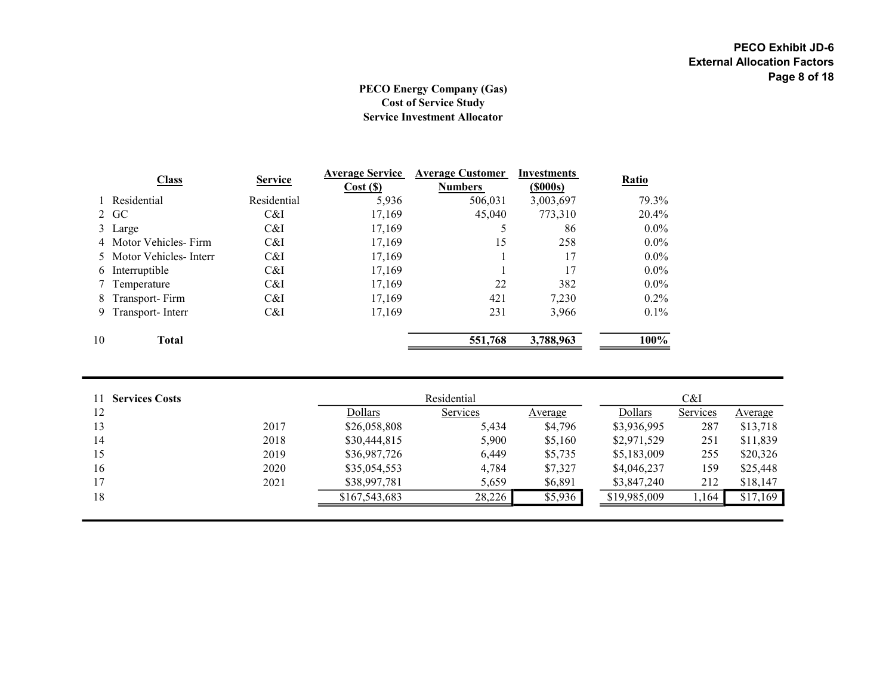PECO Exhibit JD-6
External Allocation Factors

# PECO Energy Company (Gas)
## Cost of Service Study
## Service Investment Allocator

| | Class | Service | Average Service Cost ($) | Average Customer Numbers | Investments ($000s) | Ratio |
|---|---|---|---|---|---|---|
| 1 | Residential | Residential | 5,936 | 506,031 | 3,003,697 | 79.3% |
| 2 | GC | C&I | 17,169 | 45,040 | 773,310 | 20.4% |
| 3 | Large | C&I | 17,169 | 5 | 86 | 0.0% |
| 4 | Motor Vehicles- Firm | C&I | 17,169 | 15 | 258 | 0.0% |
| 5 | Motor Vehicles- Interr | C&I | 17,169 | 1 | 17 | 0.0% |
| 6 | Interruptible | C&I | 17,169 | 1 | 17 | 0.0% |
| 7 | Temperature | C&I | 17,169 | 22 | 382 | 0.0% |
| 8 | Transport- Firm | C&I | 17,169 | 421 | 7,230 | 0.2% |
| 9 | Transport- Interr | C&I | 17,169 | 231 | 3,966 | 0.1% |
| 10 | **Total** | | | **551,768** | **3,788,963** | **100%** |

| 11 | **Services Costs** | | Residential | | | C&I | | |
|---|---|---|---|---|---|---|---|---|
| 12 | | | Dollars | Services | Average | Dollars | Services | Average |
| 13 | | 2017 | $26,058,808 | 5,434 | $4,796 | $3,936,995 | 287 | $13,718 |
| 14 | | 2018 | $30,444,815 | 5,900 | $5,160 | $2,971,529 | 251 | $11,839 |
| 15 | | 2019 | $36,987,726 | 6,449 | $5,735 | $5,183,009 | 255 | $20,326 |
| 16 | | 2020 | $35,054,553 | 4,784 | $7,327 | $4,046,237 | 159 | $25,448 |
| 17 | | 2021 | $38,997,781 | 5,659 | $6,891 | $3,847,240 | 212 | $18,147 |
| 18 | | | $167,543,683 | 28,226 | $5,936 | $19,985,009 | 1,164 | $17,169 |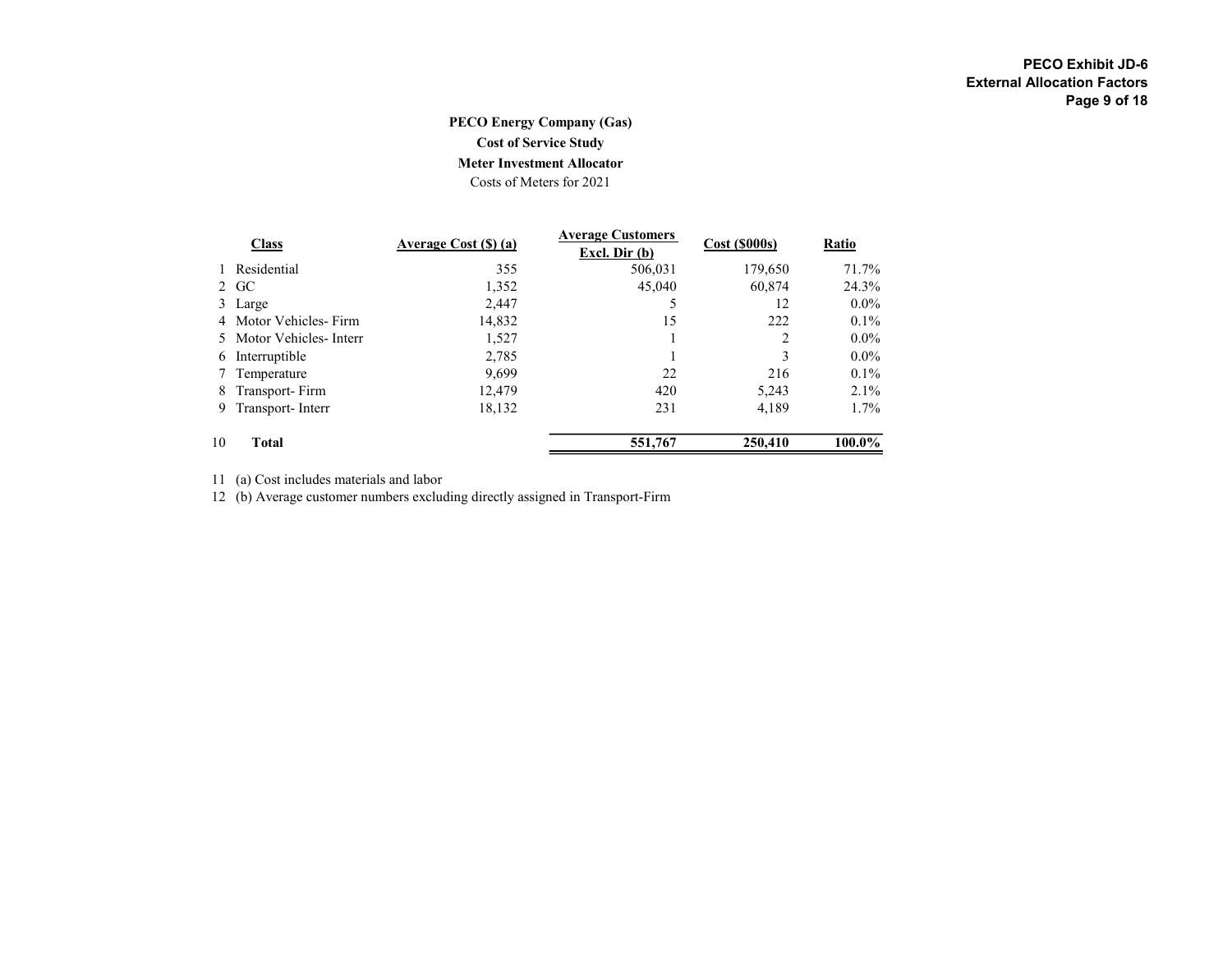PECO Exhibit JD-6
External Allocation Factors

**PECO Energy Company (Gas)**
**Cost of Service Study**
**Meter Investment Allocator**
Costs of Meters for 2021

| | Class | Average Cost ($) (a) | Average Customers Excl. Dir (b) | Cost ($000s) | Ratio |
|---|---|---|---|---|---|
| 1 | Residential | 355 | 506,031 | 179,650 | 71.7% |
| 2 | GC | 1,352 | 45,040 | 60,874 | 24.3% |
| 3 | Large | 2,447 | 5 | 12 | 0.0% |
| 4 | Motor Vehicles- Firm | 14,832 | 15 | 222 | 0.1% |
| 5 | Motor Vehicles- Interr | 1,527 | 1 | 2 | 0.0% |
| 6 | Interruptible | 2,785 | 1 | 3 | 0.0% |
| 7 | Temperature | 9,699 | 22 | 216 | 0.1% |
| 8 | Transport- Firm | 12,479 | 420 | 5,243 | 2.1% |
| 9 | Transport- Interr | 18,132 | 231 | 4,189 | 1.7% |
| 10 | **Total** | | **551,767** | **250,410** | **100.0%** |

11 (a) Cost includes materials and labor
12 (b) Average customer numbers excluding directly assigned in Transport-Firm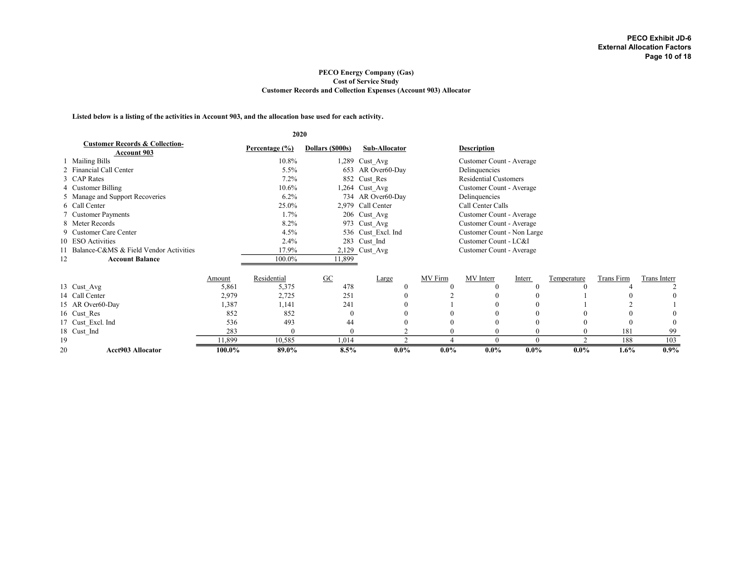**PECO Exhibit JD-6**
**External Allocation Factors**

### PECO Energy Company (Gas)
### Cost of Service Study
### Customer Records and Collection Expenses (Account 903) Allocator

**Listed below is a listing of the activities in Account 903, and the allocation base used for each activity.**

| | Customer Records & Collection-Account 903 | 2020 Percentage (%) | 2020 Dollars ($000s) | Sub-Allocator | Description |
|---|---|---|---|---|---|
| 1 | Mailing Bills | 10.8% | 1,289 | Cust_Avg | Customer Count - Average |
| 2 | Financial Call Center | 5.5% | 653 | AR Over60-Day | Delinquencies |
| 3 | CAP Rates | 7.2% | 852 | Cust_Res | Residential Customers |
| 4 | Customer Billing | 10.6% | 1,264 | Cust_Avg | Customer Count - Average |
| 5 | Manage and Support Recoveries | 6.2% | 734 | AR Over60-Day | Delinquencies |
| 6 | Call Center | 25.0% | 2,979 | Call Center | Call Center Calls |
| 7 | Customer Payments | 1.7% | 206 | Cust_Avg | Customer Count - Average |
| 8 | Meter Records | 8.2% | 973 | Cust_Avg | Customer Count - Average |
| 9 | Customer Care Center | 4.5% | 536 | Cust_Excl. Ind | Customer Count - Non Large |
| 10 | ESO Activities | 2.4% | 283 | Cust_Ind | Customer Count - LC&I |
| 11 | Balance-C&MS & Field Vendor Activities | 17.9% | 2,129 | Cust_Avg | Customer Count - Average |
| 12 | **Account Balance** | 100.0% | 11,899 | | |

| | | Amount | Residential | GC | Large | MV Firm | MV Interr | Interr | Temperature | Trans Firm | Trans Interr |
|---|---|---|---|---|---|---|---|---|---|---|---|
| 13 | Cust_Avg | 5,861 | 5,375 | 478 | 0 | 0 | 0 | 0 | 0 | 4 | 2 |
| 14 | Call Center | 2,979 | 2,725 | 251 | 0 | 2 | 0 | 0 | 1 | 0 | 0 |
| 15 | AR Over60-Day | 1,387 | 1,141 | 241 | 0 | 1 | 0 | 0 | 1 | 2 | 1 |
| 16 | Cust_Res | 852 | 852 | 0 | 0 | 0 | 0 | 0 | 0 | 0 | 0 |
| 17 | Cust_Excl. Ind | 536 | 493 | 44 | 0 | 0 | 0 | 0 | 0 | 0 | 0 |
| 18 | Cust_Ind | 283 | 0 | 0 | 2 | 0 | 0 | 0 | 0 | 181 | 99 |
| 19 | | 11,899 | 10,585 | 1,014 | 2 | 4 | 0 | 0 | 2 | 188 | 103 |
| 20 | **Acct903 Allocator** | **100.0%** | **89.0%** | **8.5%** | **0.0%** | **0.0%** | **0.0%** | **0.0%** | **0.0%** | **1.6%** | **0.9%** |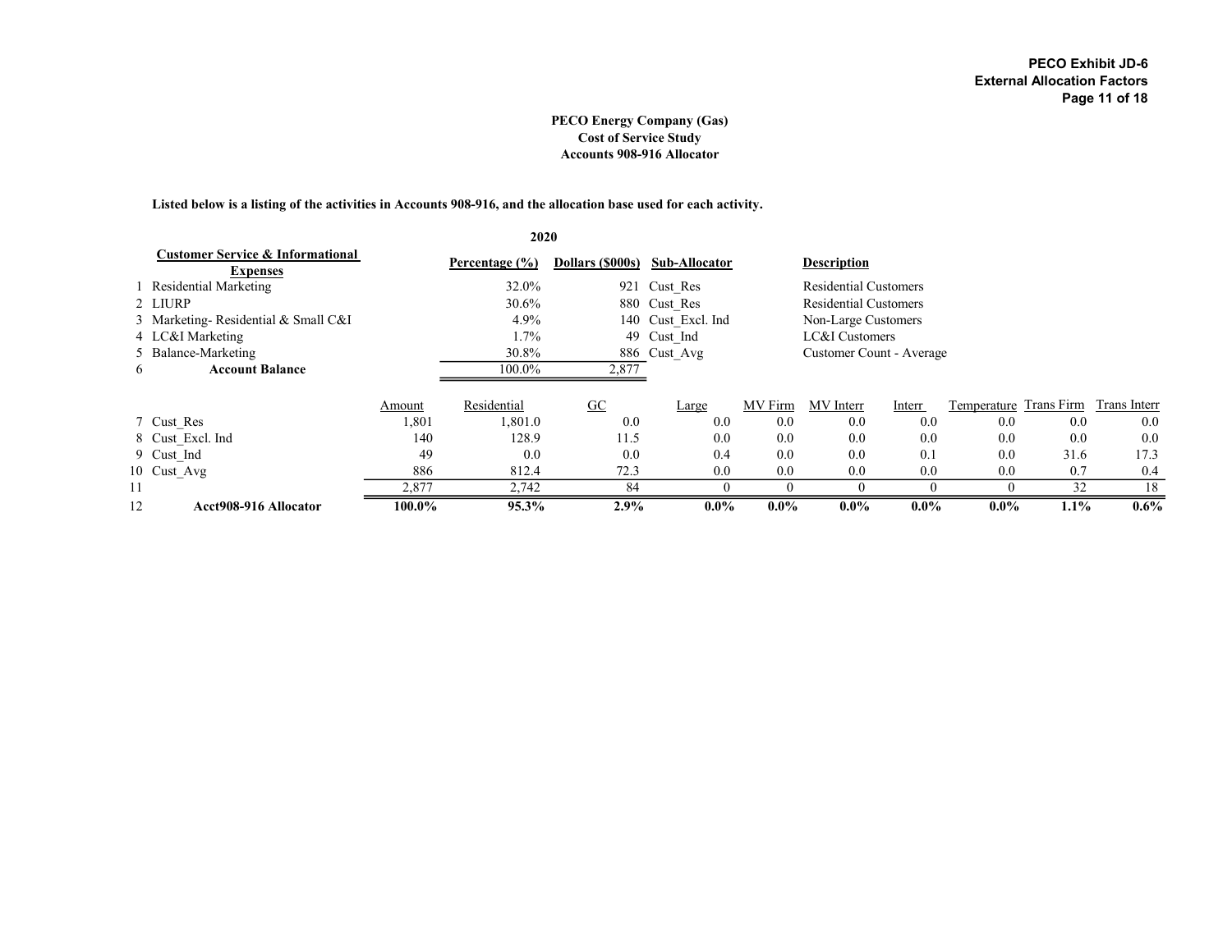**PECO Exhibit JD-6**
**External Allocation Factors**

### PECO Energy Company (Gas)
### Cost of Service Study
### Accounts 908-916 Allocator

**Listed below is a listing of the activities in Accounts 908-916, and the allocation base used for each activity.**

| | Customer Service & Informational Expenses | 2020 Percentage (%) | Dollars ($000s) | Sub-Allocator | Description |
|---|---|---|---|---|---|
| 1 | Residential Marketing | 32.0% | 921 | Cust_Res | Residential Customers |
| 2 | LIURP | 30.6% | 880 | Cust_Res | Residential Customers |
| 3 | Marketing- Residential & Small C&I | 4.9% | 140 | Cust_Excl. Ind | Non-Large Customers |
| 4 | LC&I Marketing | 1.7% | 49 | Cust_Ind | LC&I Customers |
| 5 | Balance-Marketing | 30.8% | 886 | Cust_Avg | Customer Count - Average |
| 6 | **Account Balance** | 100.0% | 2,877 | | |

| | | Amount | Residential | GC | Large | MV Firm | MV Interr | Interr | Temperature | Trans Firm | Trans Interr |
|---|---|---|---|---|---|---|---|---|---|---|---|
| 7 | Cust_Res | 1,801 | 1,801.0 | 0.0 | 0.0 | 0.0 | 0.0 | 0.0 | 0.0 | 0.0 | 0.0 |
| 8 | Cust_Excl. Ind | 140 | 128.9 | 11.5 | 0.0 | 0.0 | 0.0 | 0.0 | 0.0 | 0.0 | 0.0 |
| 9 | Cust_Ind | 49 | 0.0 | 0.0 | 0.4 | 0.0 | 0.0 | 0.1 | 0.0 | 31.6 | 17.3 |
| 10 | Cust_Avg | 886 | 812.4 | 72.3 | 0.0 | 0.0 | 0.0 | 0.0 | 0.0 | 0.7 | 0.4 |
| 11 | | 2,877 | 2,742 | 84 | 0 | 0 | 0 | 0 | 0 | 32 | 18 |
| 12 | **Acct908-916 Allocator** | **100.0%** | **95.3%** | **2.9%** | **0.0%** | **0.0%** | **0.0%** | **0.0%** | **0.0%** | **1.1%** | **0.6%** |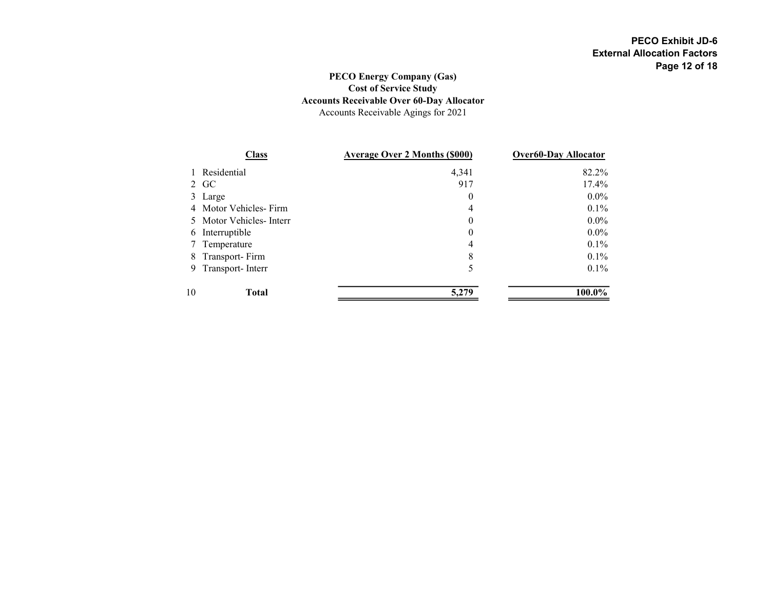**PECO Exhibit JD-6**
**External Allocation Factors**

## PECO Energy Company (Gas)
## Cost of Service Study
## Accounts Receivable Over 60-Day Allocator
Accounts Receivable Agings for 2021

| | Class | Average Over 2 Months ($000) | Over60-Day Allocator |
|---|---|---|---|
| 1 | Residential | 4,341 | 82.2% |
| 2 | GC | 917 | 17.4% |
| 3 | Large | 0 | 0.0% |
| 4 | Motor Vehicles- Firm | 4 | 0.1% |
| 5 | Motor Vehicles- Interr | 0 | 0.0% |
| 6 | Interruptible | 0 | 0.0% |
| 7 | Temperature | 4 | 0.1% |
| 8 | Transport- Firm | 8 | 0.1% |
| 9 | Transport- Interr | 5 | 0.1% |
| 10 | **Total** | **5,279** | **100.0%** |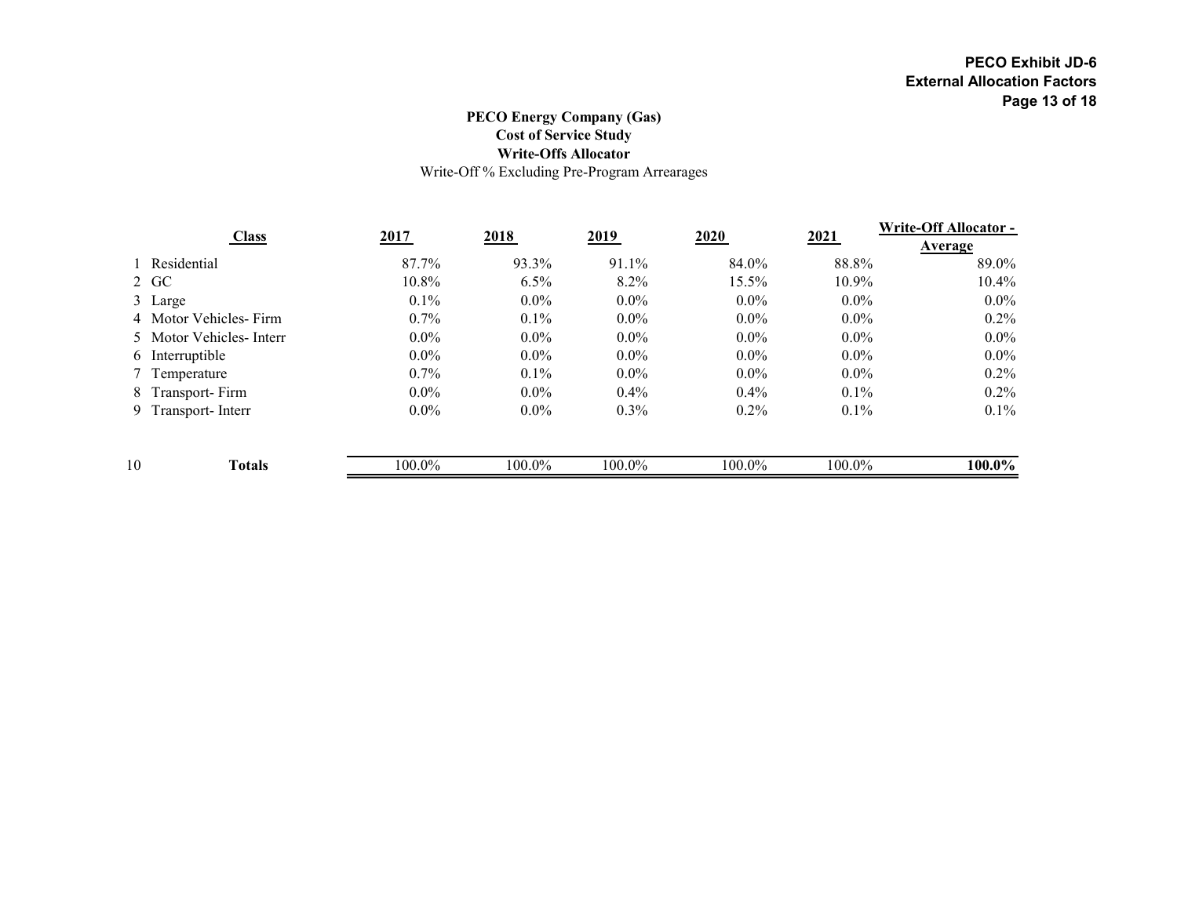**PECO Exhibit JD-6**
**External Allocation Factors**

**PECO Energy Company (Gas)**
**Cost of Service Study**
**Write-Offs Allocator**
Write-Off % Excluding Pre-Program Arrearages

| | Class | 2017 | 2018 | 2019 | 2020 | 2021 | Write-Off Allocator - Average |
|---|---|---|---|---|---|---|---|
| 1 | Residential | 87.7% | 93.3% | 91.1% | 84.0% | 88.8% | 89.0% |
| 2 | GC | 10.8% | 6.5% | 8.2% | 15.5% | 10.9% | 10.4% |
| 3 | Large | 0.1% | 0.0% | 0.0% | 0.0% | 0.0% | 0.0% |
| 4 | Motor Vehicles- Firm | 0.7% | 0.1% | 0.0% | 0.0% | 0.0% | 0.2% |
| 5 | Motor Vehicles- Interr | 0.0% | 0.0% | 0.0% | 0.0% | 0.0% | 0.0% |
| 6 | Interruptible | 0.0% | 0.0% | 0.0% | 0.0% | 0.0% | 0.0% |
| 7 | Temperature | 0.7% | 0.1% | 0.0% | 0.0% | 0.0% | 0.2% |
| 8 | Transport- Firm | 0.0% | 0.0% | 0.4% | 0.4% | 0.1% | 0.2% |
| 9 | Transport- Interr | 0.0% | 0.0% | 0.3% | 0.2% | 0.1% | 0.1% |
| 10 | **Totals** | 100.0% | 100.0% | 100.0% | 100.0% | 100.0% | **100.0%** |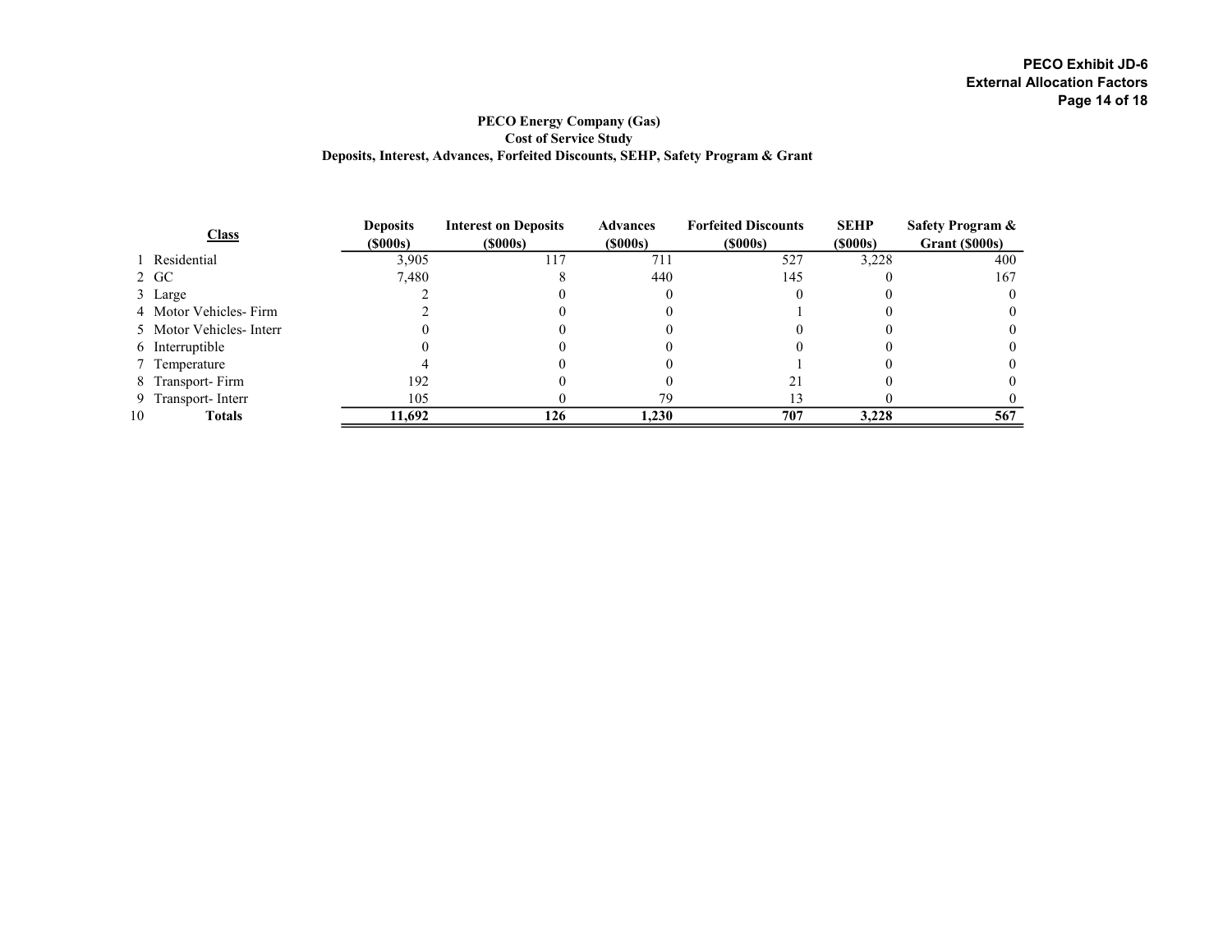**PECO Exhibit JD-6**
**External Allocation Factors**

## PECO Energy Company (Gas)
### Cost of Service Study
### Deposits, Interest, Advances, Forfeited Discounts, SEHP, Safety Program & Grant

| | Class | Deposits ($000s) | Interest on Deposits ($000s) | Advances ($000s) | Forfeited Discounts ($000s) | SEHP ($000s) | Safety Program & Grant ($000s) |
|---|---|---|---|---|---|---|---|
| 1 | Residential | 3,905 | 117 | 711 | 527 | 3,228 | 400 |
| 2 | GC | 7,480 | 8 | 440 | 145 | 0 | 167 |
| 3 | Large | 2 | 0 | 0 | 0 | 0 | 0 |
| 4 | Motor Vehicles- Firm | 2 | 0 | 0 | 1 | 0 | 0 |
| 5 | Motor Vehicles- Interr | 0 | 0 | 0 | 0 | 0 | 0 |
| 6 | Interruptible | 0 | 0 | 0 | 0 | 0 | 0 |
| 7 | Temperature | 4 | 0 | 0 | 1 | 0 | 0 |
| 8 | Transport- Firm | 192 | 0 | 0 | 21 | 0 | 0 |
| 9 | Transport- Interr | 105 | 0 | 79 | 13 | 0 | 0 |
| 10 | **Totals** | **11,692** | **126** | **1,230** | **707** | **3,228** | **567** |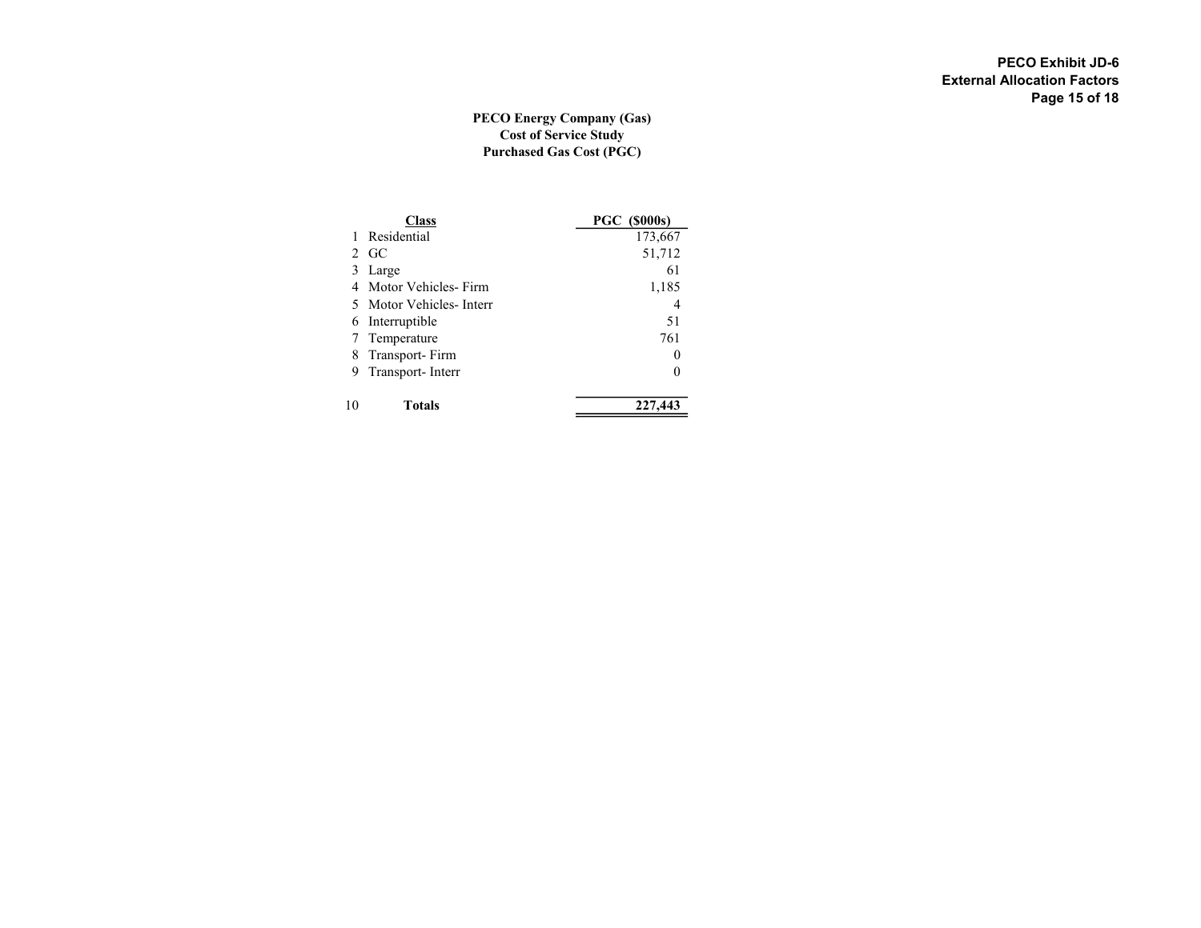**PECO Exhibit JD-6**
**External Allocation Factors**

# PECO Energy Company (Gas)
## Cost of Service Study
## Purchased Gas Cost (PGC)

| | Class | PGC ($000s) |
|---|---|---|
| 1 | Residential | 173,667 |
| 2 | GC | 51,712 |
| 3 | Large | 61 |
| 4 | Motor Vehicles- Firm | 1,185 |
| 5 | Motor Vehicles- Interr | 4 |
| 6 | Interruptible | 51 |
| 7 | Temperature | 761 |
| 8 | Transport- Firm | 0 |
| 9 | Transport- Interr | 0 |
| 10 | **Totals** | **227,443** |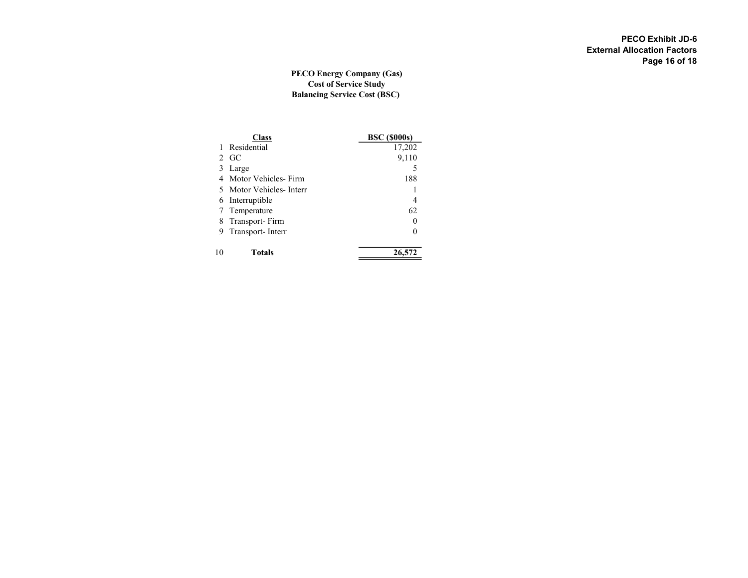PECO Exhibit JD-6
External Allocation Factors

**PECO Energy Company (Gas)**
**Cost of Service Study**
**Balancing Service Cost (BSC)**

| | Class | BSC ($000s) |
|---|---|---|
| 1 | Residential | 17,202 |
| 2 | GC | 9,110 |
| 3 | Large | 5 |
| 4 | Motor Vehicles- Firm | 188 |
| 5 | Motor Vehicles- Interr | 1 |
| 6 | Interruptible | 4 |
| 7 | Temperature | 62 |
| 8 | Transport- Firm | 0 |
| 9 | Transport- Interr | 0 |
| 10 | **Totals** | **26,572** |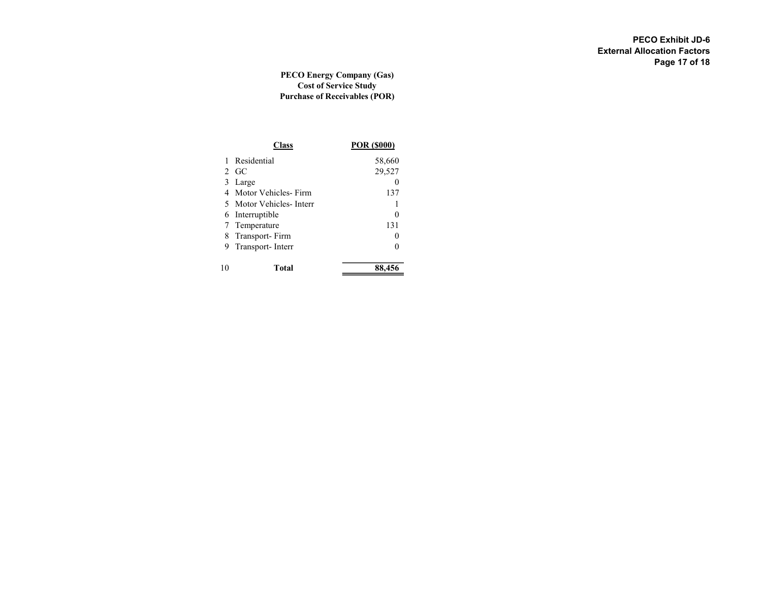**PECO Exhibit JD-6**
**External Allocation Factors**

# PECO Energy Company (Gas)
## Cost of Service Study
## Purchase of Receivables (POR)

| | Class | POR ($000) |
|---|---|---|
| 1 | Residential | 58,660 |
| 2 | GC | 29,527 |
| 3 | Large | 0 |
| 4 | Motor Vehicles- Firm | 137 |
| 5 | Motor Vehicles- Interr | 1 |
| 6 | Interruptible | 0 |
| 7 | Temperature | 131 |
| 8 | Transport- Firm | 0 |
| 9 | Transport- Interr | 0 |
| 10 | **Total** | **88,456** |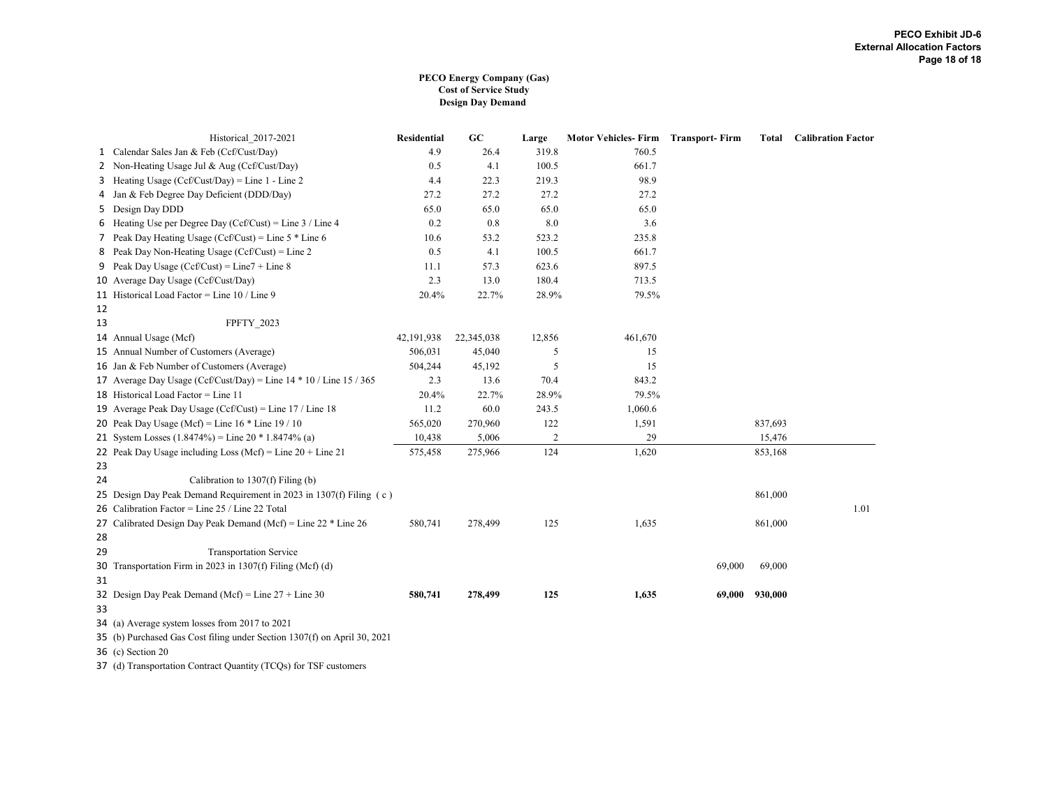**PECO Exhibit JD-6**
**External Allocation Factors**

**PECO Energy Company (Gas)**
**Cost of Service Study**
**Design Day Demand**

| | Historical_2017-2021 | Residential | GC | Large | Motor Vehicles- Firm | Transport- Firm | Total | Calibration Factor |
|---|---|---|---|---|---|---|---|---|
| 1 | Calendar Sales Jan & Feb (Ccf/Cust/Day) | 4.9 | 26.4 | 319.8 | 760.5 | | | |
| 2 | Non-Heating Usage Jul & Aug (Ccf/Cust/Day) | 0.5 | 4.1 | 100.5 | 661.7 | | | |
| 3 | Heating Usage (Ccf/Cust/Day) = Line 1 - Line 2 | 4.4 | 22.3 | 219.3 | 98.9 | | | |
| 4 | Jan & Feb Degree Day Deficient (DDD/Day) | 27.2 | 27.2 | 27.2 | 27.2 | | | |
| 5 | Design Day DDD | 65.0 | 65.0 | 65.0 | 65.0 | | | |
| 6 | Heating Use per Degree Day (Ccf/Cust) = Line 3 / Line 4 | 0.2 | 0.8 | 8.0 | 3.6 | | | |
| 7 | Peak Day Heating Usage (Ccf/Cust) = Line 5 * Line 6 | 10.6 | 53.2 | 523.2 | 235.8 | | | |
| 8 | Peak Day Non-Heating Usage (Ccf/Cust) = Line 2 | 0.5 | 4.1 | 100.5 | 661.7 | | | |
| 9 | Peak Day Usage (Ccf/Cust) = Line7 + Line 8 | 11.1 | 57.3 | 623.6 | 897.5 | | | |
| 10 | Average Day Usage (Ccf/Cust/Day) | 2.3 | 13.0 | 180.4 | 713.5 | | | |
| 11 | Historical Load Factor = Line 10 / Line 9 | 20.4% | 22.7% | 28.9% | 79.5% | | | |
| 12 | | | | | | | | |
| 13 | FPFTY_2023 | | | | | | | |
| 14 | Annual Usage (Mcf) | 42,191,938 | 22,345,038 | 12,856 | 461,670 | | | |
| 15 | Annual Number of Customers (Average) | 506,031 | 45,040 | 5 | 15 | | | |
| 16 | Jan & Feb Number of Customers (Average) | 504,244 | 45,192 | 5 | 15 | | | |
| 17 | Average Day Usage (Ccf/Cust/Day) = Line 14 * 10 / Line 15 / 365 | 2.3 | 13.6 | 70.4 | 843.2 | | | |
| 18 | Historical Load Factor = Line 11 | 20.4% | 22.7% | 28.9% | 79.5% | | | |
| 19 | Average Peak Day Usage (Ccf/Cust) = Line 17 / Line 18 | 11.2 | 60.0 | 243.5 | 1,060.6 | | | |
| 20 | Peak Day Usage (Mcf) = Line 16 * Line 19 / 10 | 565,020 | 270,960 | 122 | 1,591 | | 837,693 | |
| 21 | System Losses (1.8474%) = Line 20 * 1.8474% (a) | 10,438 | 5,006 | 2 | 29 | | 15,476 | |
| 22 | Peak Day Usage including Loss (Mcf) = Line 20 + Line 21 | 575,458 | 275,966 | 124 | 1,620 | | 853,168 | |
| 23 | | | | | | | | |
| 24 | Calibration to 1307(f) Filing (b) | | | | | | | |
| 25 | Design Day Peak Demand Requirement in 2023 in 1307(f) Filing ( c ) | | | | | | 861,000 | |
| 26 | Calibration Factor = Line 25 / Line 22 Total | | | | | | | 1.01 |
| 27 | Calibrated Design Day Peak Demand (Mcf) = Line 22 * Line 26 | 580,741 | 278,499 | 125 | 1,635 | | 861,000 | |
| 28 | | | | | | | | |
| 29 | Transportation Service | | | | | | | |
| 30 | Transportation Firm in 2023 in 1307(f) Filing (Mcf) (d) | | | | | 69,000 | 69,000 | |
| 31 | | | | | | | | |
| 32 | Design Day Peak Demand (Mcf) = Line 27 + Line 30 | **580,741** | **278,499** | **125** | **1,635** | **69,000** | **930,000** | |
| 33 | | | | | | | | |
| 34 | (a) Average system losses from 2017 to 2021 | | | | | | | |
| 35 | (b) Purchased Gas Cost filing under Section 1307(f) on April 30, 2021 | | | | | | | |
| 36 | (c) Section 20 | | | | | | | |
| 37 | (d) Transportation Contract Quantity (TCQs) for TSF customers | | | | | | | |